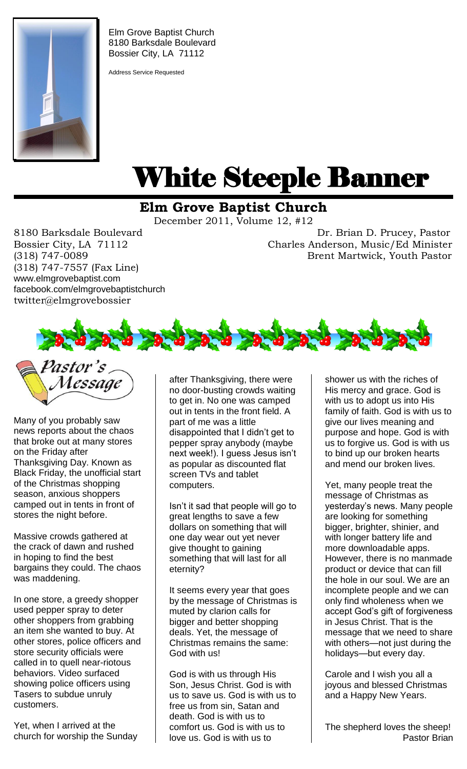Elm Grove Baptist Church
8180 Barksdale Boulevard
Bossier City, LA 71112

Address Service Requested

# White Steeple Banner

## Elm Grove Baptist Church

December 2011, Volume 12, #12

8180 Barksdale Boulevard
Bossier City, LA 71112
(318) 747-0089
(318) 747-7557 (Fax Line)
www.elmgrovebaptist.com
facebook.com/elmgrovebaptistchurch
twitter@elmgrovebossier

Dr. Brian D. Prucey, Pastor
Charles Anderson, Music/Ed Minister
Brent Martwick, Youth Pastor

### Pastor's Message

Many of you probably saw news reports about the chaos that broke out at many stores on the Friday after Thanksgiving Day. Known as Black Friday, the unofficial start of the Christmas shopping season, anxious shoppers camped out in tents in front of stores the night before.

Massive crowds gathered at the crack of dawn and rushed in hoping to find the best bargains they could. The chaos was maddening.

In one store, a greedy shopper used pepper spray to deter other shoppers from grabbing an item she wanted to buy. At other stores, police officers and store security officials were called in to quell near-riotous behaviors. Video surfaced showing police officers using Tasers to subdue unruly customers.

Yet, when I arrived at the church for worship the Sunday after Thanksgiving, there were no door-busting crowds waiting to get in. No one was camped out in tents in the front field. A part of me was a little disappointed that I didn't get to pepper spray anybody (maybe next week!). I guess Jesus isn't as popular as discounted flat screen TVs and tablet computers.

Isn't it sad that people will go to great lengths to save a few dollars on something that will one day wear out yet never give thought to gaining something that will last for all eternity?

It seems every year that goes by the message of Christmas is muted by clarion calls for bigger and better shopping deals. Yet, the message of Christmas remains the same: God with us!

God is with us through His Son, Jesus Christ. God is with us to save us. God is with us to free us from sin, Satan and death. God is with us to comfort us. God is with us to love us. God is with us to shower us with the riches of His mercy and grace. God is with us to adopt us into His family of faith. God is with us to give our lives meaning and purpose and hope. God is with us to forgive us. God is with us to bind up our broken hearts and mend our broken lives.

Yet, many people treat the message of Christmas as yesterday's news. Many people are looking for something bigger, brighter, shinier, and with longer battery life and more downloadable apps. However, there is no manmade product or device that can fill the hole in our soul. We are an incomplete people and we can only find wholeness when we accept God's gift of forgiveness in Jesus Christ. That is the message that we need to share with others—not just during the holidays—but every day.

Carole and I wish you all a joyous and blessed Christmas and a Happy New Years.

The shepherd loves the sheep!
Pastor Brian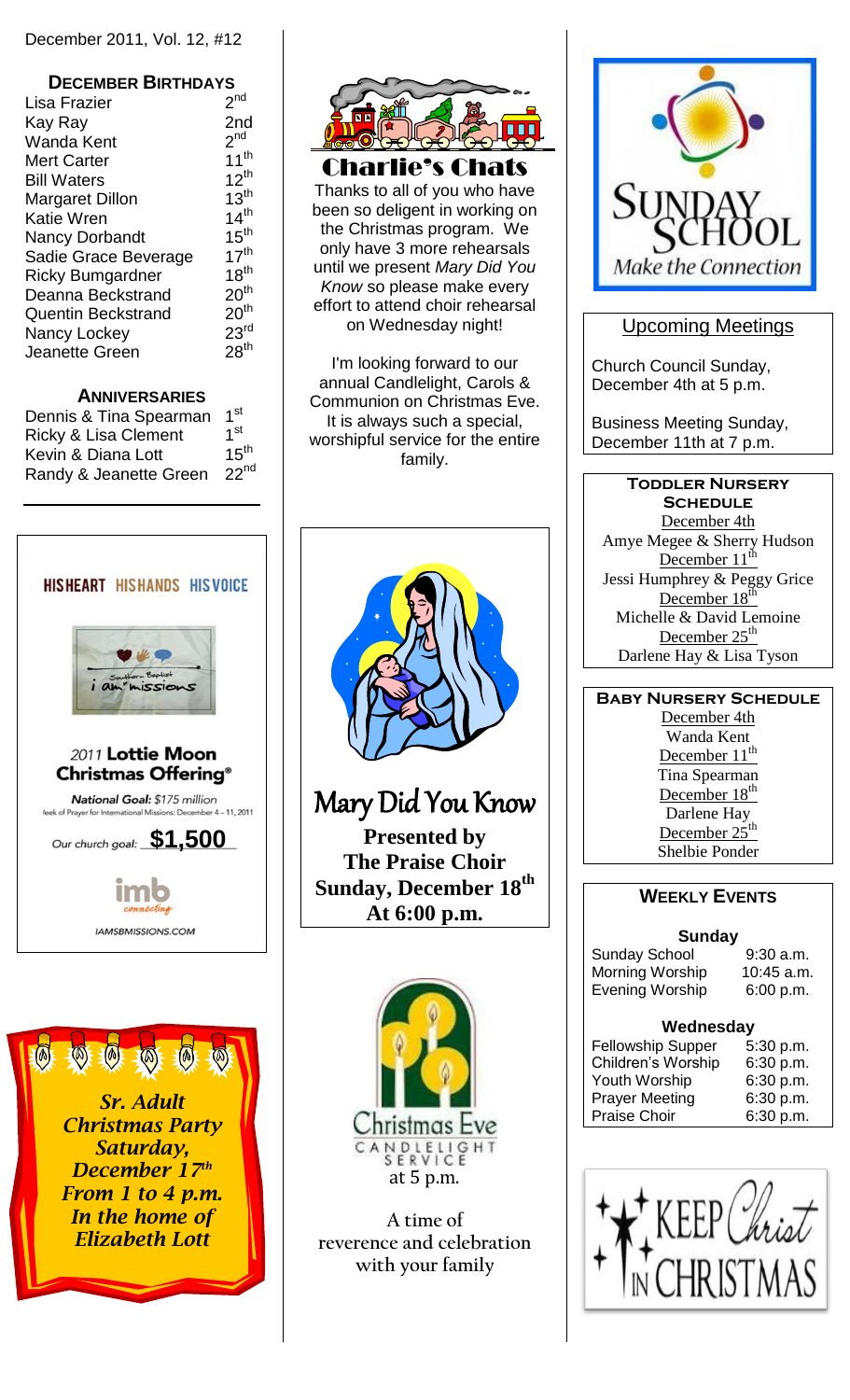December 2011, Vol. 12, #12

## DECEMBER BIRTHDAYS

| | |
|---|---|
| Lisa Frazier | 2nd |
| Kay Ray | 2nd |
| Wanda Kent | 2nd |
| Mert Carter | 11th |
| Bill Waters | 12th |
| Margaret Dillon | 13th |
| Katie Wren | 14th |
| Nancy Dorbandt | 15th |
| Sadie Grace Beverage | 17th |
| Ricky Bumgardner | 18th |
| Deanna Beckstrand | 20th |
| Quentin Beckstrand | 20th |
| Nancy Lockey | 23rd |
| Jeanette Green | 28th |

## ANNIVERSARIES

| | |
|---|---|
| Dennis & Tina Spearman | 1st |
| Ricky & Lisa Clement | 1st |
| Kevin & Diana Lott | 15th |
| Randy & Jeanette Green | 22nd |

HIS HEART HIS HANDS HIS VOICE

Southern Baptist i am' missions

2011 **Lottie Moon Christmas Offering®**

*National Goal: $175 million*

Week of Prayer for International Missions: December 4 – 11, 2011

Our church goal: **$1,500**

imb connecting

IAMSBMISSIONS.COM

***Sr. Adult Christmas Party***
***Saturday, December 17th***
***From 1 to 4 p.m.***
***In the home of Elizabeth Lott***

## Charlie's Chats

Thanks to all of you who have been so deligent in working on the Christmas program. We only have 3 more rehearsals until we present *Mary Did You Know* so please make every effort to attend choir rehearsal on Wednesday night!

I'm looking forward to our annual Candlelight, Carols & Communion on Christmas Eve. It is always such a special, worshipful service for the entire family.

## Mary Did You Know

**Presented by The Praise Choir**
**Sunday, December 18th**
**At 6:00 p.m.**

Christmas Eve
CANDLELIGHT SERVICE
at 5 p.m.

A time of reverence and celebration with your family

SUNDAY SCHOOL
*Make the Connection*

## Upcoming Meetings

Church Council Sunday, December 4th at 5 p.m.

Business Meeting Sunday, December 11th at 7 p.m.

## TODDLER NURSERY SCHEDULE

December 4th
Amye Megee & Sherry Hudson

December 11th
Jessi Humphrey & Peggy Grice

December 18th
Michelle & David Lemoine

December 25th
Darlene Hay & Lisa Tyson

## BABY NURSERY SCHEDULE

December 4th
Wanda Kent

December 11th
Tina Spearman

December 18th
Darlene Hay

December 25th
Shelbie Ponder

## WEEKLY EVENTS

### Sunday

| | |
|---|---|
| Sunday School | 9:30 a.m. |
| Morning Worship | 10:45 a.m. |
| Evening Worship | 6:00 p.m. |

### Wednesday

| | |
|---|---|
| Fellowship Supper | 5:30 p.m. |
| Children's Worship | 6:30 p.m. |
| Youth Worship | 6:30 p.m. |
| Prayer Meeting | 6:30 p.m. |
| Praise Choir | 6:30 p.m. |

KEEP Christ IN CHRISTMAS